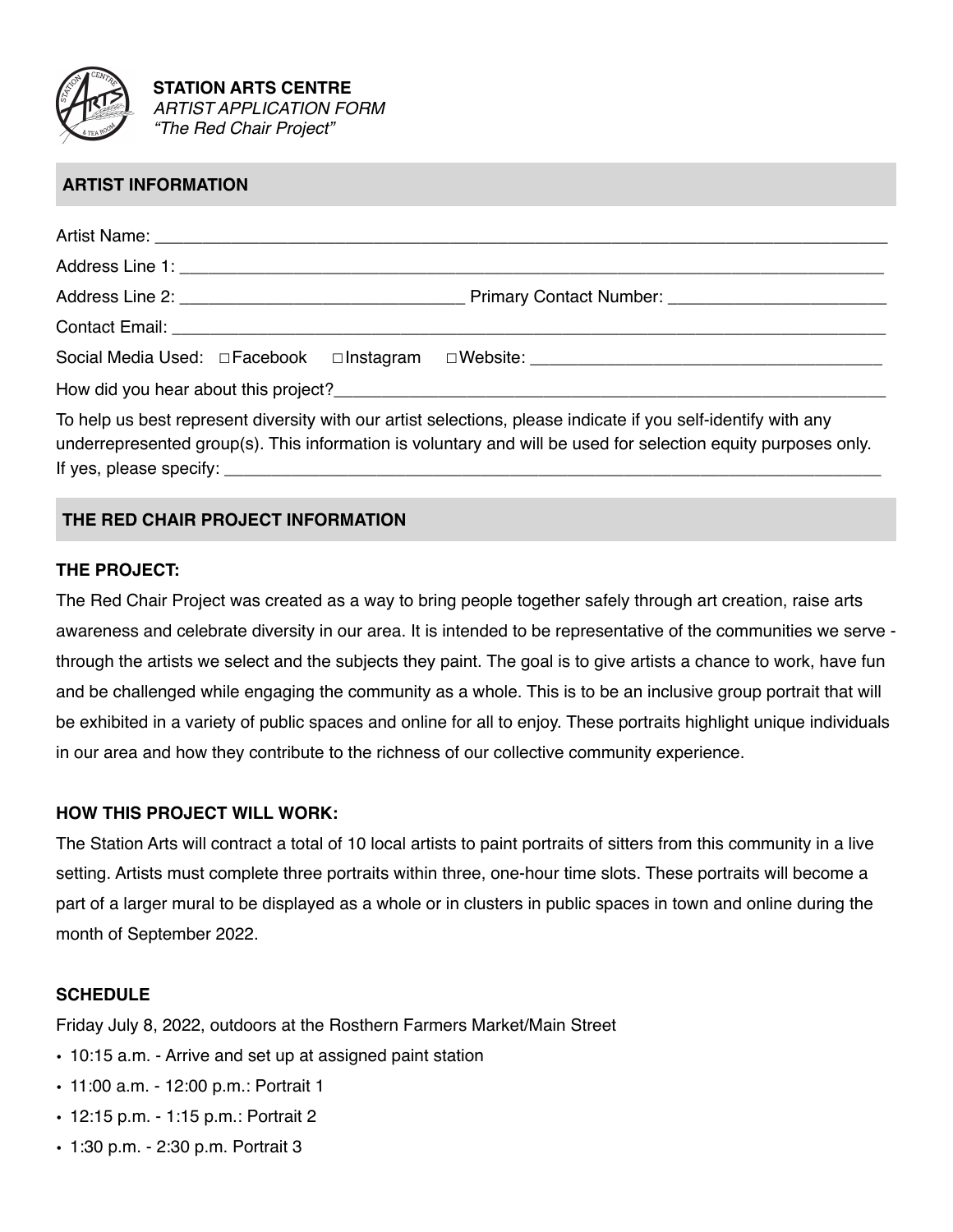**STATION ARTS CENTRE**
*ARTIST APPLICATION FORM*
*"The Red Chair Project"*

## ARTIST INFORMATION

Artist Name: ______________________________________________________________________________

Address Line 1: ___________________________________________________________________________

Address Line 2: ______________________________ Primary Contact Number: _______________________

Contact Email: ____________________________________________________________________________

Social Media Used: □Facebook □Instagram □Website: _____________________________________

How did you hear about this project?______________________________________________________

To help us best represent diversity with our artist selections, please indicate if you self-identify with any underrepresented group(s). This information is voluntary and will be used for selection equity purposes only. If yes, please specify: __________________________________________________________________

## THE RED CHAIR PROJECT INFORMATION

### THE PROJECT:

The Red Chair Project was created as a way to bring people together safely through art creation, raise arts awareness and celebrate diversity in our area. It is intended to be representative of the communities we serve - through the artists we select and the subjects they paint. The goal is to give artists a chance to work, have fun and be challenged while engaging the community as a whole. This is to be an inclusive group portrait that will be exhibited in a variety of public spaces and online for all to enjoy. These portraits highlight unique individuals in our area and how they contribute to the richness of our collective community experience.

### HOW THIS PROJECT WILL WORK:

The Station Arts will contract a total of 10 local artists to paint portraits of sitters from this community in a live setting. Artists must complete three portraits within three, one-hour time slots. These portraits will become a part of a larger mural to be displayed as a whole or in clusters in public spaces in town and online during the month of September 2022.

### SCHEDULE

Friday July 8, 2022, outdoors at the Rosthern Farmers Market/Main Street

- 10:15 a.m. - Arrive and set up at assigned paint station
- 11:00 a.m. - 12:00 p.m.: Portrait 1
- 12:15 p.m. - 1:15 p.m.: Portrait 2
- 1:30 p.m. - 2:30 p.m. Portrait 3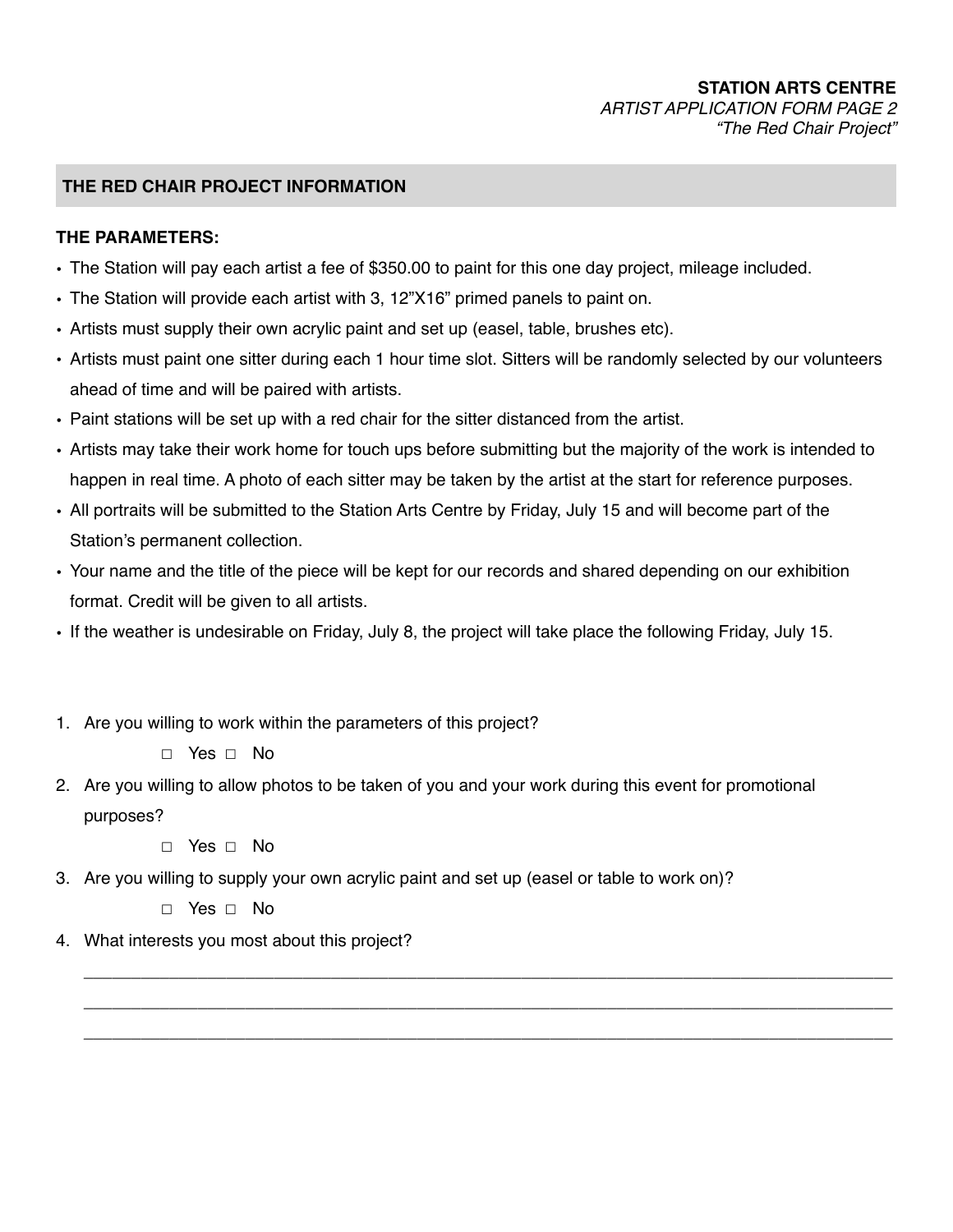**STATION ARTS CENTRE**
*ARTIST APPLICATION FORM PAGE 2*
*"The Red Chair Project"*

## THE RED CHAIR PROJECT INFORMATION

**THE PARAMETERS:**

- The Station will pay each artist a fee of $350.00 to paint for this one day project, mileage included.
- The Station will provide each artist with 3, 12"X16" primed panels to paint on.
- Artists must supply their own acrylic paint and set up (easel, table, brushes etc).
- Artists must paint one sitter during each 1 hour time slot. Sitters will be randomly selected by our volunteers ahead of time and will be paired with artists.
- Paint stations will be set up with a red chair for the sitter distanced from the artist.
- Artists may take their work home for touch ups before submitting but the majority of the work is intended to happen in real time. A photo of each sitter may be taken by the artist at the start for reference purposes.
- All portraits will be submitted to the Station Arts Centre by Friday, July 15 and will become part of the Station's permanent collection.
- Your name and the title of the piece will be kept for our records and shared depending on our exhibition format. Credit will be given to all artists.
- If the weather is undesirable on Friday, July 8, the project will take place the following Friday, July 15.

1. Are you willing to work within the parameters of this project?

   □ Yes □ No

2. Are you willing to allow photos to be taken of you and your work during this event for promotional purposes?

   □ Yes □ No

3. Are you willing to supply your own acrylic paint and set up (easel or table to work on)?

   □ Yes □ No

4. What interests you most about this project?

   ______________________________________________________________________________

   ______________________________________________________________________________

   ______________________________________________________________________________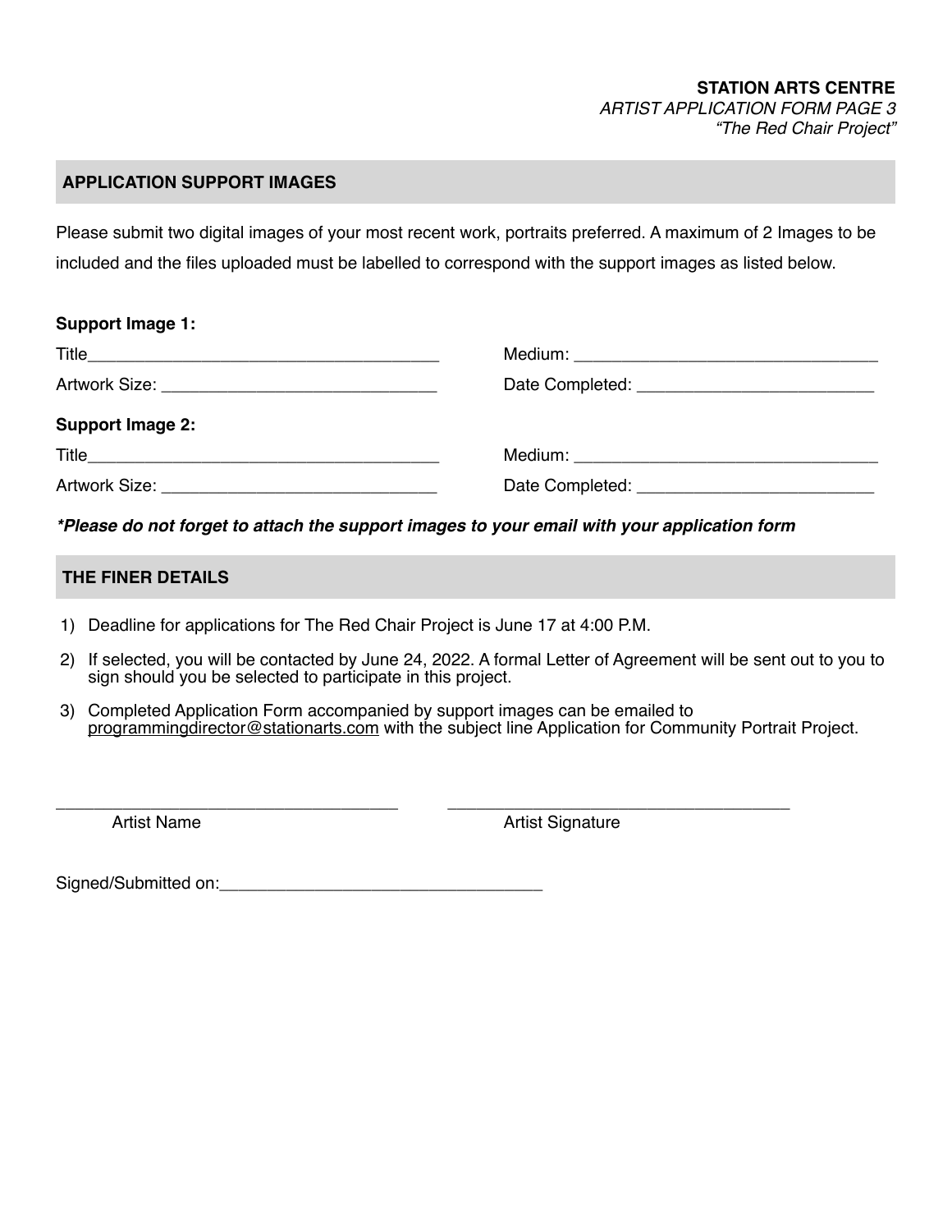**STATION ARTS CENTRE**
*ARTIST APPLICATION FORM PAGE 3*
*"The Red Chair Project"*

## APPLICATION SUPPORT IMAGES

Please submit two digital images of your most recent work, portraits preferred. A maximum of 2 Images to be included and the files uploaded must be labelled to correspond with the support images as listed below.

**Support Image 1:**

Title_______________________________________ Medium: _________________________________

Artwork Size: ______________________________ Date Completed: _________________________

**Support Image 2:**

Title_______________________________________ Medium: _________________________________

Artwork Size: ______________________________ Date Completed: _________________________

***Please do not forget to attach the support images to your email with your application form***

## THE FINER DETAILS

1) Deadline for applications for The Red Chair Project is June 17 at 4:00 P.M.
2) If selected, you will be contacted by June 24, 2022. A formal Letter of Agreement will be sent out to you to sign should you be selected to participate in this project.
3) Completed Application Form accompanied by support images can be emailed to programmingdirector@stationarts.com with the subject line Application for Community Portrait Project.

_____________________________________ _____________________________________
Artist Name Artist Signature

Signed/Submitted on:___________________________________